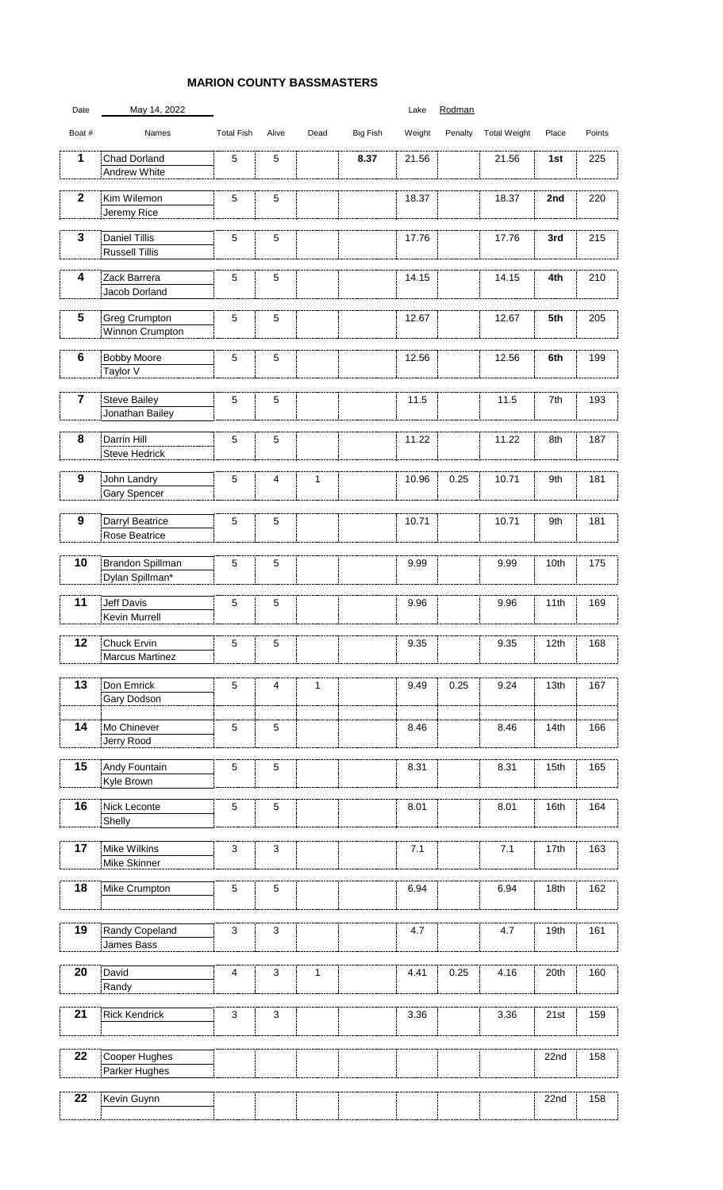# MARION COUNTY BASSMASTERS

Date: May 14, 2022 | Lake: Rodman

| Boat # | Names | Total Fish | Alive | Dead | Big Fish | Weight | Penalty | Total Weight | Place | Points |
|---|---|---|---|---|---|---|---|---|---|---|
| 1 | Chad Dorland<br>Andrew White | 5 | 5 | | **8.37** | 21.56 | | 21.56 | **1st** | 225 |
| 2 | Kim Wilemon<br>Jeremy Rice | 5 | 5 | | | 18.37 | | 18.37 | **2nd** | 220 |
| 3 | Daniel Tillis<br>Russell Tillis | 5 | 5 | | | 17.76 | | 17.76 | **3rd** | 215 |
| 4 | Zack Barrera<br>Jacob Dorland | 5 | 5 | | | 14.15 | | 14.15 | **4th** | 210 |
| 5 | Greg Crumpton<br>Winnon Crumpton | 5 | 5 | | | 12.67 | | 12.67 | **5th** | 205 |
| 6 | Bobby Moore<br>Taylor V | 5 | 5 | | | 12.56 | | 12.56 | **6th** | 199 |
| 7 | Steve Bailey<br>Jonathan Bailey | 5 | 5 | | | 11.5 | | 11.5 | 7th | 193 |
| 8 | Darrin Hill<br>Steve Hedrick | 5 | 5 | | | 11.22 | | 11.22 | 8th | 187 |
| 9 | John Landry<br>Gary Spencer | 5 | 4 | 1 | | 10.96 | 0.25 | 10.71 | 9th | 181 |
| 9 | Darryl Beatrice<br>Rose Beatrice | 5 | 5 | | | 10.71 | | 10.71 | 9th | 181 |
| 10 | Brandon Spillman<br>Dylan Spillman* | 5 | 5 | | | 9.99 | | 9.99 | 10th | 175 |
| 11 | Jeff Davis<br>Kevin Murrell | 5 | 5 | | | 9.96 | | 9.96 | 11th | 169 |
| 12 | Chuck Ervin<br>Marcus Martinez | 5 | 5 | | | 9.35 | | 9.35 | 12th | 168 |
| 13 | Don Emrick<br>Gary Dodson | 5 | 4 | 1 | | 9.49 | 0.25 | 9.24 | 13th | 167 |
| 14 | Mo Chinever<br>Jerry Rood | 5 | 5 | | | 8.46 | | 8.46 | 14th | 166 |
| 15 | Andy Fountain<br>Kyle Brown | 5 | 5 | | | 8.31 | | 8.31 | 15th | 165 |
| 16 | Nick Leconte<br>Shelly | 5 | 5 | | | 8.01 | | 8.01 | 16th | 164 |
| 17 | Mike Wilkins<br>Mike Skinner | 3 | 3 | | | 7.1 | | 7.1 | 17th | 163 |
| 18 | Mike Crumpton | 5 | 5 | | | 6.94 | | 6.94 | 18th | 162 |
| 19 | Randy Copeland<br>James Bass | 3 | 3 | | | 4.7 | | 4.7 | 19th | 161 |
| 20 | David<br>Randy | 4 | 3 | 1 | | 4.41 | 0.25 | 4.16 | 20th | 160 |
| 21 | Rick Kendrick | 3 | 3 | | | 3.36 | | 3.36 | 21st | 159 |
| 22 | Cooper Hughes<br>Parker Hughes | | | | | | | | 22nd | 158 |
| 22 | Kevin Guynn | | | | | | | | 22nd | 158 |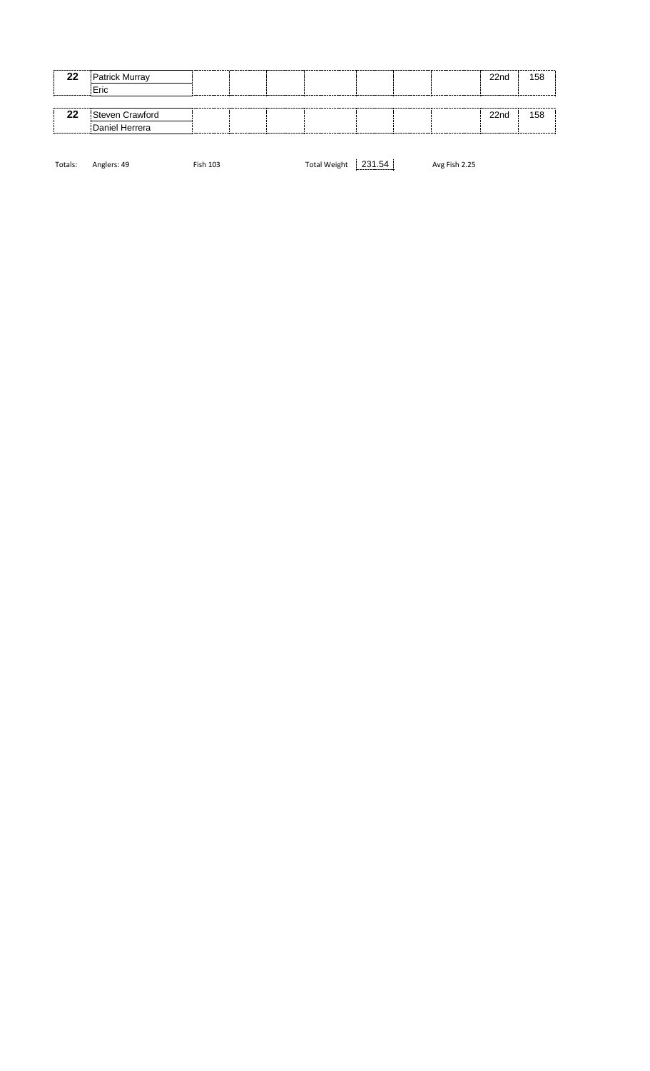| | | | | | | | | | |
|---|---|---|---|---|---|---|---|---|---|
| **22** | Patrick Murray<br>Eric | | | | | | | 22nd | 158 |
| **22** | Steven Crawford<br>Daniel Herrera | | | | | | | 22nd | 158 |

Totals: Anglers: 49 Fish 103 Total Weight 231.54 Avg Fish 2.25